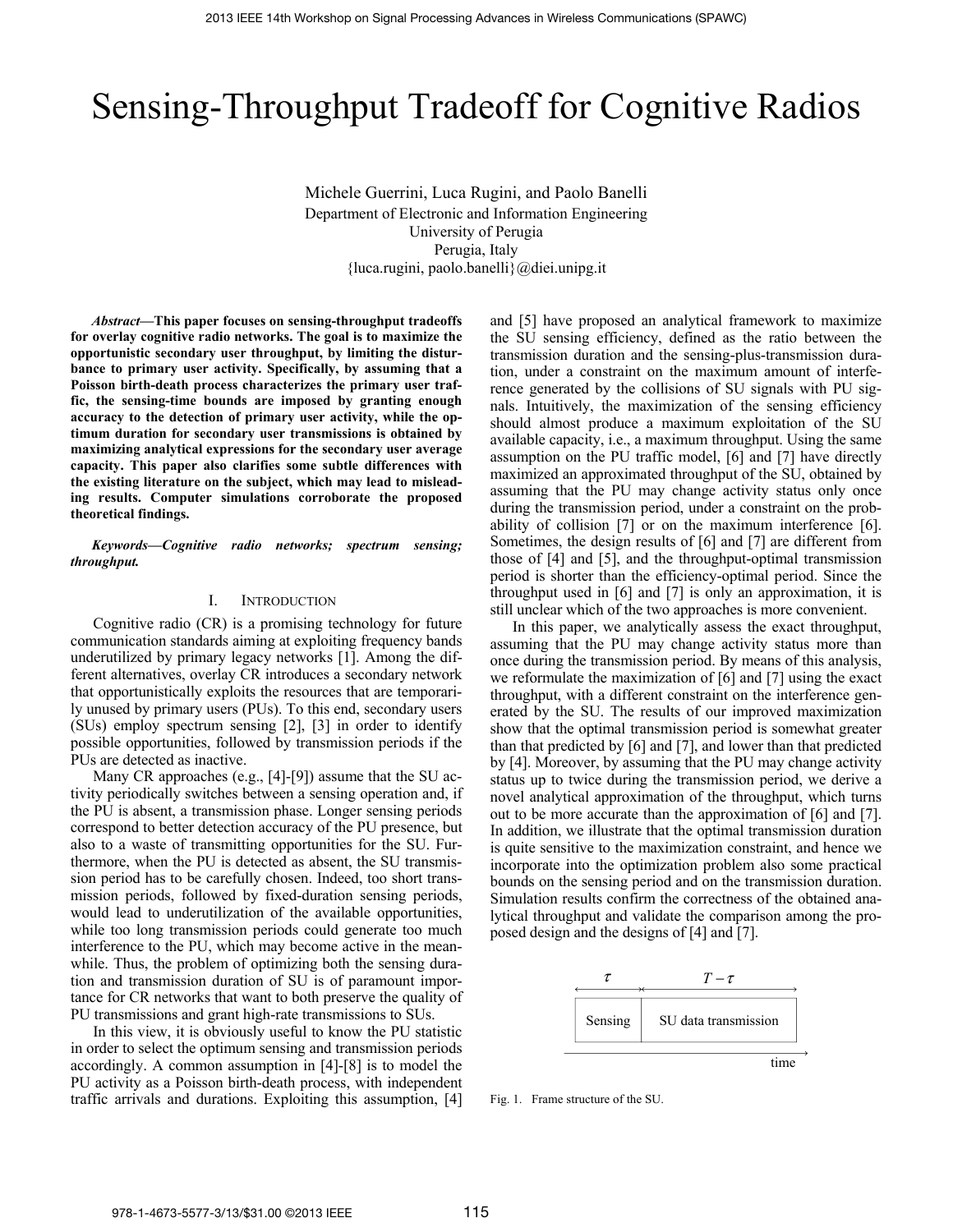# Sensing-Throughput Tradeoff for Cognitive Radios

Michele Guerrini, Luca Rugini, and Paolo Banelli
Department of Electronic and Information Engineering
University of Perugia
Perugia, Italy
{luca.rugini, paolo.banelli}@diei.unipg.it

***Abstract*—This paper focuses on sensing-throughput tradeoffs for overlay cognitive radio networks. The goal is to maximize the opportunistic secondary user throughput, by limiting the disturbance to primary user activity. Specifically, by assuming that a Poisson birth-death process characterizes the primary user traffic, the sensing-time bounds are imposed by granting enough accuracy to the detection of primary user activity, while the optimum duration for secondary user transmissions is obtained by maximizing analytical expressions for the secondary user average capacity. This paper also clarifies some subtle differences with the existing literature on the subject, which may lead to misleading results. Computer simulations corroborate the proposed theoretical findings.**

***Keywords*—Cognitive radio networks; spectrum sensing; throughput.**

## I. Introduction

Cognitive radio (CR) is a promising technology for future communication standards aiming at exploiting frequency bands underutilized by primary legacy networks [1]. Among the different alternatives, overlay CR introduces a secondary network that opportunistically exploits the resources that are temporarily unused by primary users (PUs). To this end, secondary users (SUs) employ spectrum sensing [2], [3] in order to identify possible opportunities, followed by transmission periods if the PUs are detected as inactive.

Many CR approaches (e.g., [4]-[9]) assume that the SU activity periodically switches between a sensing operation and, if the PU is absent, a transmission phase. Longer sensing periods correspond to better detection accuracy of the PU presence, but also to a waste of transmitting opportunities for the SU. Furthermore, when the PU is detected as absent, the SU transmission period has to be carefully chosen. Indeed, too short transmission periods, followed by fixed-duration sensing periods, would lead to underutilization of the available opportunities, while too long transmission periods could generate too much interference to the PU, which may become active in the meanwhile. Thus, the problem of optimizing both the sensing duration and transmission duration of SU is of paramount importance for CR networks that want to both preserve the quality of PU transmissions and grant high-rate transmissions to SUs.

In this view, it is obviously useful to know the PU statistic in order to select the optimum sensing and transmission periods accordingly. A common assumption in [4]-[8] is to model the PU activity as a Poisson birth-death process, with independent traffic arrivals and durations. Exploiting this assumption, [4] and [5] have proposed an analytical framework to maximize the SU sensing efficiency, defined as the ratio between the transmission duration and the sensing-plus-transmission duration, under a constraint on the maximum amount of interference generated by the collisions of SU signals with PU signals. Intuitively, the maximization of the sensing efficiency should almost produce a maximum exploitation of the SU available capacity, i.e., a maximum throughput. Using the same assumption on the PU traffic model, [6] and [7] have directly maximized an approximated throughput of the SU, obtained by assuming that the PU may change activity status only once during the transmission period, under a constraint on the probability of collision [7] or on the maximum interference [6]. Sometimes, the design results of [6] and [7] are different from those of [4] and [5], and the throughput-optimal transmission period is shorter than the efficiency-optimal period. Since the throughput used in [6] and [7] is only an approximation, it is still unclear which of the two approaches is more convenient.

In this paper, we analytically assess the exact throughput, assuming that the PU may change activity status more than once during the transmission period. By means of this analysis, we reformulate the maximization of [6] and [7] using the exact throughput, with a different constraint on the interference generated by the SU. The results of our improved maximization show that the optimal transmission period is somewhat greater than that predicted by [6] and [7], and lower than that predicted by [4]. Moreover, by assuming that the PU may change activity status up to twice during the transmission period, we derive a novel analytical approximation of the throughput, which turns out to be more accurate than the approximation of [6] and [7]. In addition, we illustrate that the optimal transmission duration is quite sensitive to the maximization constraint, and hence we incorporate into the optimization problem also some practical bounds on the sensing period and on the transmission duration. Simulation results confirm the correctness of the obtained analytical throughput and validate the comparison among the proposed design and the designs of [4] and [7].

| $\tau$ | $T-\tau$ |
|---|---|
| Sensing | SU data transmission |

time

Fig. 1. Frame structure of the SU.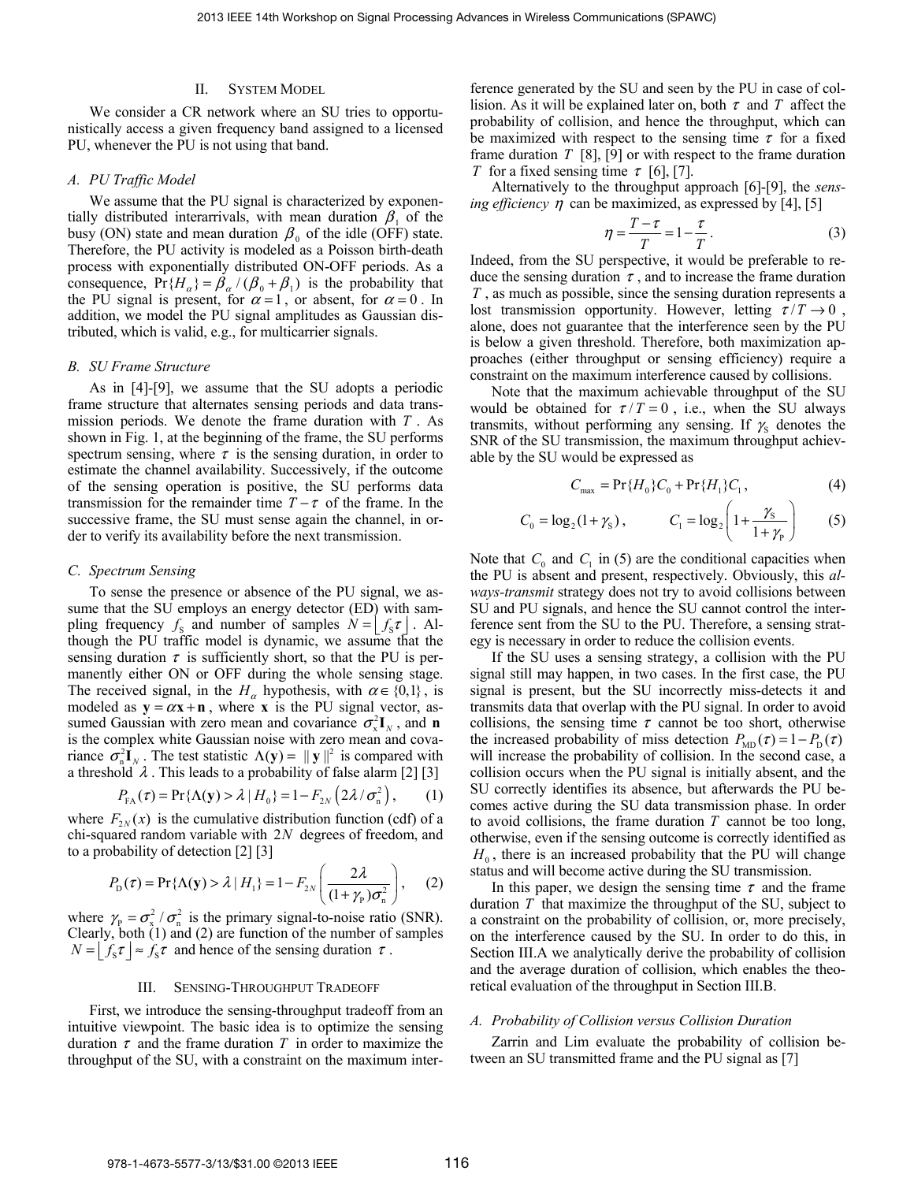## II. System Model

We consider a CR network where an SU tries to opportunistically access a given frequency band assigned to a licensed PU, whenever the PU is not using that band.

### A. PU Traffic Model

We assume that the PU signal is characterized by exponentially distributed interarrivals, with mean duration $\beta_1$ of the busy (ON) state and mean duration $\beta_0$ of the idle (OFF) state. Therefore, the PU activity is modeled as a Poisson birth-death process with exponentially distributed ON-OFF periods. As a consequence, $\Pr\{H_\alpha\} = \beta_\alpha / (\beta_0 + \beta_1)$ is the probability that the PU signal is present, for $\alpha = 1$, or absent, for $\alpha = 0$. In addition, we model the PU signal amplitudes as Gaussian distributed, which is valid, e.g., for multicarrier signals.

### B. SU Frame Structure

As in [4]-[9], we assume that the SU adopts a periodic frame structure that alternates sensing periods and data transmission periods. We denote the frame duration with $T$. As shown in Fig. 1, at the beginning of the frame, the SU performs spectrum sensing, where $\tau$ is the sensing duration, in order to estimate the channel availability. Successively, if the outcome of the sensing operation is positive, the SU performs data transmission for the remainder time $T-\tau$ of the frame. In the successive frame, the SU must sense again the channel, in order to verify its availability before the next transmission.

### C. Spectrum Sensing

To sense the presence or absence of the PU signal, we assume that the SU employs an energy detector (ED) with sampling frequency $f_S$ and number of samples $N = \lfloor f_S \tau \rfloor$. Although the PU traffic model is dynamic, we assume that the sensing duration $\tau$ is sufficiently short, so that the PU is permanently either ON or OFF during the whole sensing stage. The received signal, in the $H_\alpha$ hypothesis, with $\alpha \in \{0,1\}$, is modeled as $\mathbf{y} = \alpha \mathbf{x} + \mathbf{n}$, where $\mathbf{x}$ is the PU signal vector, assumed Gaussian with zero mean and covariance $\sigma_x^2 \mathbf{I}_N$, and $\mathbf{n}$ is the complex white Gaussian noise with zero mean and covariance $\sigma_n^2 \mathbf{I}_N$. The test statistic $\Lambda(\mathbf{y}) = \|\mathbf{y}\|^2$ is compared with a threshold $\lambda$. This leads to a probability of false alarm [2] [3]

$$P_{FA}(\tau) = \Pr\{\Lambda(\mathbf{y}) > \lambda \mid H_0\} = 1 - F_{2N}\left(2\lambda / \sigma_n^2\right), \tag{1}$$

where $F_{2N}(x)$ is the cumulative distribution function (cdf) of a chi-squared random variable with $2N$ degrees of freedom, and to a probability of detection [2] [3]

$$P_D(\tau) = \Pr\{\Lambda(\mathbf{y}) > \lambda \mid H_1\} = 1 - F_{2N}\left(\frac{2\lambda}{(1+\gamma_P)\sigma_n^2}\right), \tag{2}$$

where $\gamma_P = \sigma_x^2 / \sigma_n^2$ is the primary signal-to-noise ratio (SNR). Clearly, both (1) and (2) are function of the number of samples $N = \lfloor f_S \tau \rfloor \approx f_S \tau$ and hence of the sensing duration $\tau$.

## III. Sensing-Throughput Tradeoff

First, we introduce the sensing-throughput tradeoff from an intuitive viewpoint. The basic idea is to optimize the sensing duration $\tau$ and the frame duration $T$ in order to maximize the throughput of the SU, with a constraint on the maximum interference generated by the SU and seen by the PU in case of collision. As it will be explained later on, both $\tau$ and $T$ affect the probability of collision, and hence the throughput, which can be maximized with respect to the sensing time $\tau$ for a fixed frame duration $T$ [8], [9] or with respect to the frame duration $T$ for a fixed sensing time $\tau$ [6], [7].

Alternatively to the throughput approach [6]-[9], the *sensing efficiency* $\eta$ can be maximized, as expressed by [4], [5]

$$\eta = \frac{T-\tau}{T} = 1 - \frac{\tau}{T}. \tag{3}$$

Indeed, from the SU perspective, it would be preferable to reduce the sensing duration $\tau$, and to increase the frame duration $T$, as much as possible, since the sensing duration represents a lost transmission opportunity. However, letting $\tau / T \to 0$, alone, does not guarantee that the interference seen by the PU is below a given threshold. Therefore, both maximization approaches (either throughput or sensing efficiency) require a constraint on the maximum interference caused by collisions.

Note that the maximum achievable throughput of the SU would be obtained for $\tau / T = 0$, i.e., when the SU always transmits, without performing any sensing. If $\gamma_S$ denotes the SNR of the SU transmission, the maximum throughput achievable by the SU would be expressed as

$$C_{\max} = \Pr\{H_0\} C_0 + \Pr\{H_1\} C_1, \tag{4}$$

$$C_0 = \log_2(1+\gamma_S), \qquad C_1 = \log_2\left(1 + \frac{\gamma_S}{1+\gamma_P}\right) \tag{5}$$

Note that $C_0$ and $C_1$ in (5) are the conditional capacities when the PU is absent and present, respectively. Obviously, this *always-transmit* strategy does not try to avoid collisions between SU and PU signals, and hence the SU cannot control the interference sent from the SU to the PU. Therefore, a sensing strategy is necessary in order to reduce the collision events.

If the SU uses a sensing strategy, a collision with the PU signal still may happen, in two cases. In the first case, the PU signal is present, but the SU incorrectly miss-detects it and transmits data that overlap with the PU signal. In order to avoid collisions, the sensing time $\tau$ cannot be too short, otherwise the increased probability of miss detection $P_{MD}(\tau) = 1 - P_D(\tau)$ will increase the probability of collision. In the second case, a collision occurs when the PU signal is initially absent, and the SU correctly identifies its absence, but afterwards the PU becomes active during the SU data transmission phase. In order to avoid collisions, the frame duration $T$ cannot be too long, otherwise, even if the sensing outcome is correctly identified as $H_0$, there is an increased probability that the PU will change status and will become active during the SU transmission.

In this paper, we design the sensing time $\tau$ and the frame duration $T$ that maximize the throughput of the SU, subject to a constraint on the probability of collision, or, more precisely, on the interference caused by the SU. In order to do this, in Section III.A we analytically derive the probability of collision and the average duration of collision, which enables the theoretical evaluation of the throughput in Section III.B.

### A. Probability of Collision versus Collision Duration

Zarrin and Lim evaluate the probability of collision between an SU transmitted frame and the PU signal as [7]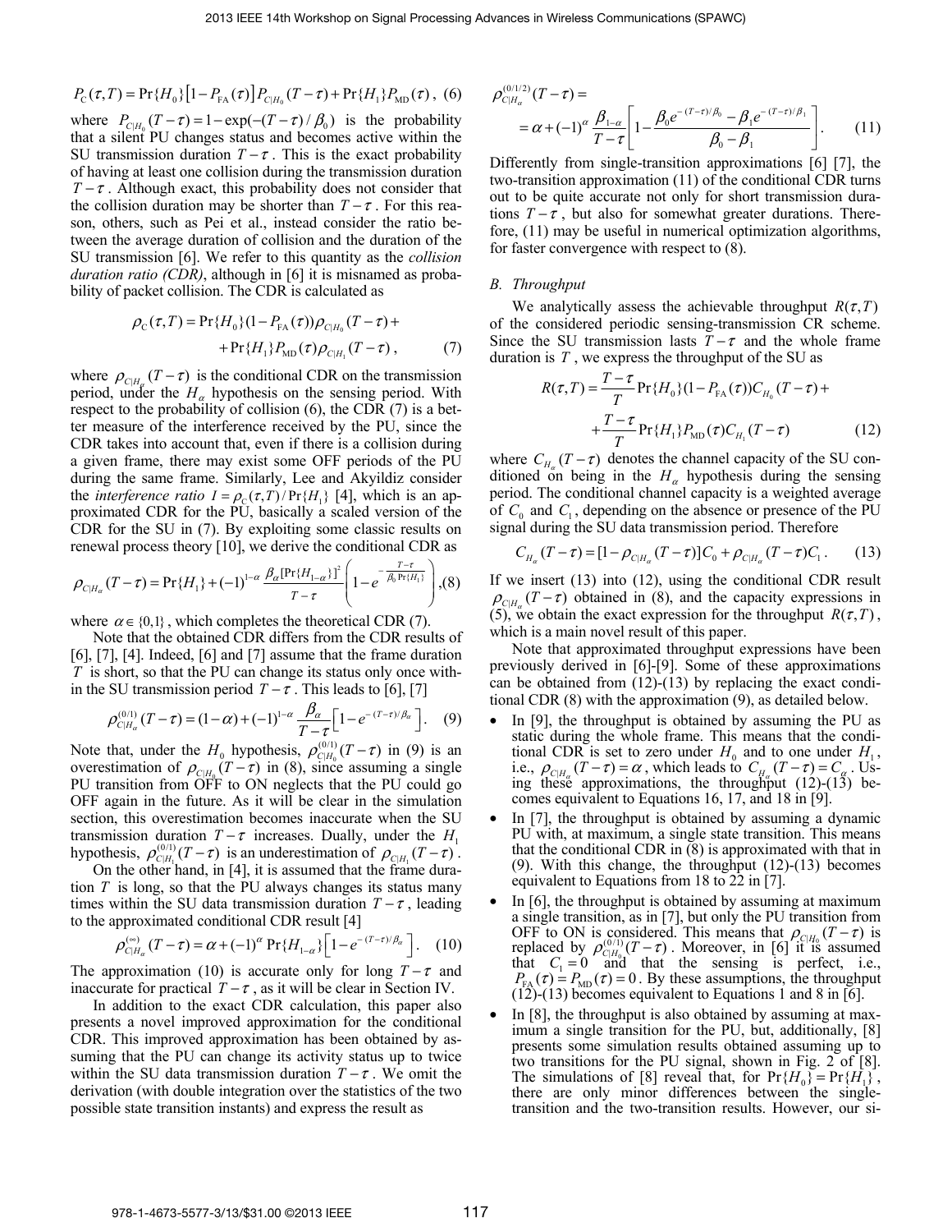$$P_{\mathrm{C}}(\tau,T)=\Pr\{H_0\}\left[1-P_{\mathrm{FA}}(\tau)\right]P_{C|H_0}(T-\tau)+\Pr\{H_1\}P_{\mathrm{MD}}(\tau)\,, \quad (6)$$

where $P_{C|H_0}(T-\tau)=1-\exp(-(T-\tau)/\beta_0)$ is the probability that a silent PU changes status and becomes active within the SU transmission duration $T-\tau$. This is the exact probability of having at least one collision during the transmission duration $T-\tau$. Although exact, this probability does not consider that the collision duration may be shorter than $T-\tau$. For this reason, others, such as Pei et al., instead consider the ratio between the average duration of collision and the duration of the SU transmission [6]. We refer to this quantity as the *collision duration ratio (CDR)*, although in [6] it is misnamed as probability of packet collision. The CDR is calculated as

$$\rho_{\mathrm{C}}(\tau,T)=\Pr\{H_0\}(1-P_{\mathrm{FA}}(\tau))\rho_{C|H_0}(T-\tau)+ \\ +\Pr\{H_1\}P_{\mathrm{MD}}(\tau)\rho_{C|H_1}(T-\tau)\,, \quad (7)$$

where $\rho_{C|H_\alpha}(T-\tau)$ is the conditional CDR on the transmission period, under the $H_\alpha$ hypothesis on the sensing period. With respect to the probability of collision (6), the CDR (7) is a better measure of the interference received by the PU, since the CDR takes into account that, even if there is a collision during a given frame, there may exist some OFF periods of the PU during the same frame. Similarly, Lee and Akyildiz consider the *interference ratio* $I=\rho_{\mathrm{C}}(\tau,T)/\Pr\{H_1\}$ [4], which is an approximated CDR for the PU, basically a scaled version of the CDR for the SU in (7). By exploiting some classic results on renewal process theory [10], we derive the conditional CDR as

$$\rho_{C|H_\alpha}(T-\tau)=\Pr\{H_1\}+(-1)^{1-\alpha}\frac{\beta_\alpha[\Pr\{H_{1-\alpha}\}]^2}{T-\tau}\left(1-e^{-\frac{T-\tau}{\beta_0\Pr\{H_1\}}}\right), \quad (8)$$

where $\alpha\in\{0,1\}$, which completes the theoretical CDR (7).

Note that the obtained CDR differs from the CDR results of [6], [7], [4]. Indeed, [6] and [7] assume that the frame duration $T$ is short, so that the PU can change its status only once within the SU transmission period $T-\tau$. This leads to [6], [7]

$$\rho^{(0/1)}_{C|H_\alpha}(T-\tau)=(1-\alpha)+(-1)^{1-\alpha}\frac{\beta_\alpha}{T-\tau}\left[1-e^{-(T-\tau)/\beta_\alpha}\right]. \quad (9)$$

Note that, under the $H_0$ hypothesis, $\rho^{(0/1)}_{C|H_0}(T-\tau)$ in (9) is an overestimation of $\rho_{C|H_0}(T-\tau)$ in (8), since assuming a single PU transition from OFF to ON neglects that the PU could go OFF again in the future. As it will be clear in the simulation section, this overestimation becomes inaccurate when the SU transmission duration $T-\tau$ increases. Dually, under the $H_1$ hypothesis, $\rho^{(0/1)}_{C|H_1}(T-\tau)$ is an underestimation of $\rho_{C|H_1}(T-\tau)$.

On the other hand, in [4], it is assumed that the frame duration $T$ is long, so that the PU always changes its status many times within the SU data transmission duration $T-\tau$, leading to the approximated conditional CDR result [4]

$$\rho^{(\infty)}_{C|H_\alpha}(T-\tau)=\alpha+(-1)^\alpha\Pr\{H_{1-\alpha}\}\left[1-e^{-(T-\tau)/\beta_\alpha}\right]. \quad (10)$$

The approximation (10) is accurate only for long $T-\tau$ and inaccurate for practical $T-\tau$, as it will be clear in Section IV.

In addition to the exact CDR calculation, this paper also presents a novel improved approximation for the conditional CDR. This improved approximation has been obtained by assuming that the PU can change its activity status up to twice within the SU data transmission duration $T-\tau$. We omit the derivation (with double integration over the statistics of the two possible state transition instants) and express the result as

$$\rho^{(0/1/2)}_{C|H_\alpha}(T-\tau)= \\ =\alpha+(-1)^\alpha\frac{\beta_{1-\alpha}}{T-\tau}\left[1-\frac{\beta_0e^{-(T-\tau)/\beta_0}-\beta_1e^{-(T-\tau)/\beta_1}}{\beta_0-\beta_1}\right]. \quad (11)$$

Differently from single-transition approximations [6] [7], the two-transition approximation (11) of the conditional CDR turns out to be quite accurate not only for short transmission durations $T-\tau$, but also for somewhat greater durations. Therefore, (11) may be useful in numerical optimization algorithms, for faster convergence with respect to (8).

### B. Throughput

We analytically assess the achievable throughput $R(\tau,T)$ of the considered periodic sensing-transmission CR scheme. Since the SU transmission lasts $T-\tau$ and the whole frame duration is $T$, we express the throughput of the SU as

$$R(\tau,T)=\frac{T-\tau}{T}\Pr\{H_0\}(1-P_{\mathrm{FA}}(\tau))C_{H_0}(T-\tau)+ \\ +\frac{T-\tau}{T}\Pr\{H_1\}P_{\mathrm{MD}}(\tau)C_{H_1}(T-\tau) \quad (12)$$

where $C_{H_\alpha}(T-\tau)$ denotes the channel capacity of the SU conditioned on being in the $H_\alpha$ hypothesis during the sensing period. The conditional channel capacity is a weighted average of $C_0$ and $C_1$, depending on the absence or presence of the PU signal during the SU data transmission period. Therefore

$$C_{H_\alpha}(T-\tau)=[1-\rho_{C|H_\alpha}(T-\tau)]C_0+\rho_{C|H_\alpha}(T-\tau)C_1\,. \quad (13)$$

If we insert (13) into (12), using the conditional CDR result $\rho_{C|H_\alpha}(T-\tau)$ obtained in (8), and the capacity expressions in (5), we obtain the exact expression for the throughput $R(\tau,T)$, which is a main novel result of this paper.

Note that approximated throughput expressions have been previously derived in [6]-[9]. Some of these approximations can be obtained from (12)-(13) by replacing the exact conditional CDR (8) with the approximation (9), as detailed below.

- In [9], the throughput is obtained by assuming the PU as static during the whole frame. This means that the conditional CDR is set to zero under $H_0$ and to one under $H_1$, i.e., $\rho_{C|H_\alpha}(T-\tau)=\alpha$, which leads to $C_{H_\alpha}(T-\tau)=C_\alpha$. Using these approximations, the throughput (12)-(13) becomes equivalent to Equations 16, 17, and 18 in [9].
- In [7], the throughput is obtained by assuming a dynamic PU with, at maximum, a single state transition. This means that the conditional CDR in (8) is approximated with that in (9). With this change, the throughput (12)-(13) becomes equivalent to Equations from 18 to 22 in [7].
- In [6], the throughput is obtained by assuming at maximum a single transition, as in [7], but only the PU transition from OFF to ON is considered. This means that $\rho_{C|H_0}(T-\tau)$ is replaced by $\rho^{(0/1)}_{C|H_0}(T-\tau)$. Moreover, in [6] it is assumed that $C_1=0$ and that the sensing is perfect, i.e., $P_{\mathrm{FA}}(\tau)=P_{\mathrm{MD}}(\tau)=0$. By these assumptions, the throughput (12)-(13) becomes equivalent to Equations 1 and 8 in [6].
- In [8], the throughput is also obtained by assuming at maximum a single transition for the PU, but, additionally, [8] presents some simulation results obtained assuming up to two transitions for the PU signal, shown in Fig. 2 of [8]. The simulations of [8] reveal that, for $\Pr\{H_0\}=\Pr\{H_1\}$, there are only minor differences between the single-transition and the two-transition results. However, our si-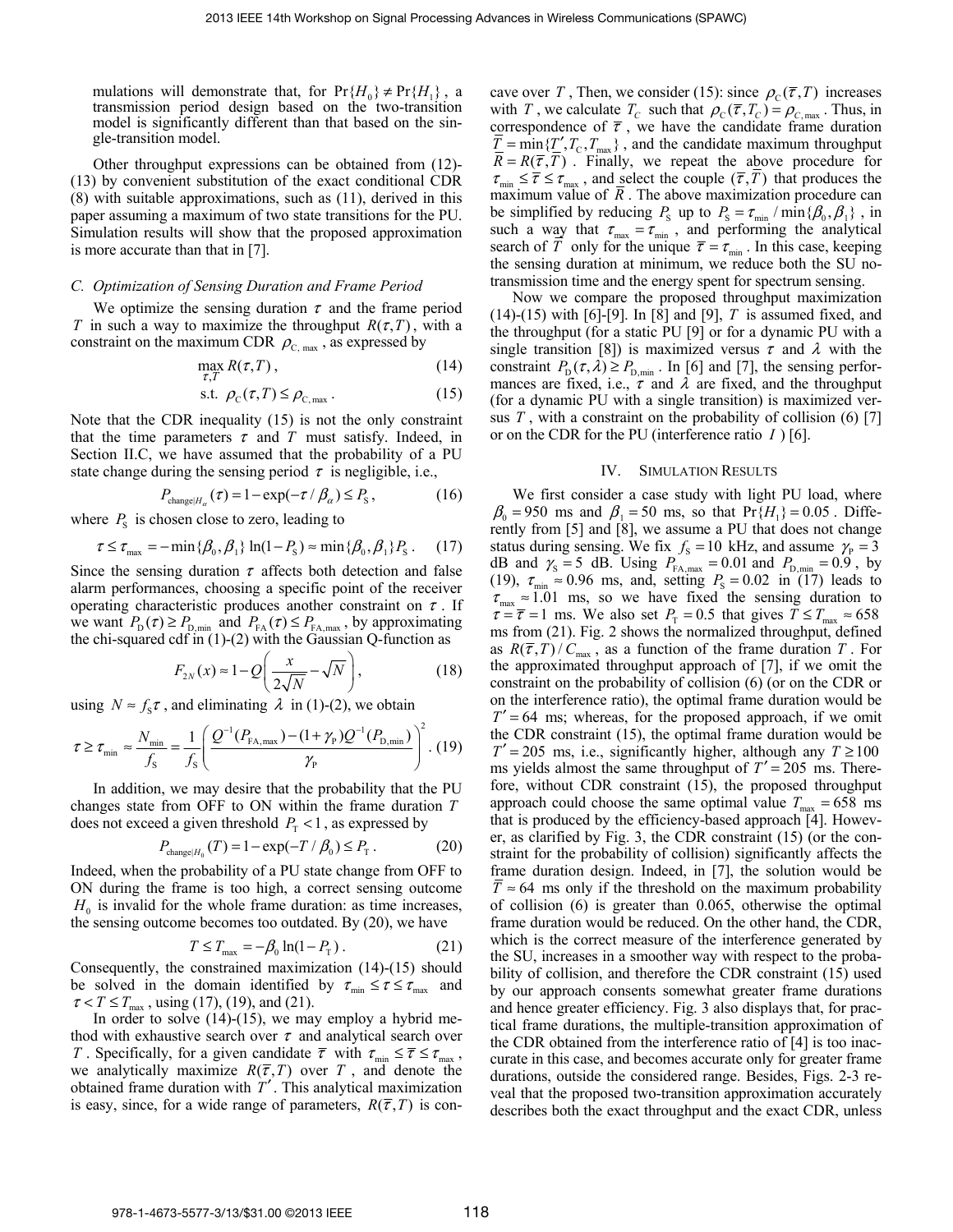mulations will demonstrate that, for $\Pr\{H_0\} \neq \Pr\{H_1\}$, a transmission period design based on the two-transition model is significantly different than that based on the single-transition model.

Other throughput expressions can be obtained from (12)-(13) by convenient substitution of the exact conditional CDR (8) with suitable approximations, such as (11), derived in this paper assuming a maximum of two state transitions for the PU. Simulation results will show that the proposed approximation is more accurate than that in [7].

### C. Optimization of Sensing Duration and Frame Period

We optimize the sensing duration $\tau$ and the frame period $T$ in such a way to maximize the throughput $R(\tau, T)$, with a constraint on the maximum CDR $\rho_{\mathrm{C,max}}$, as expressed by

$$\max_{\tau, T} R(\tau, T), \tag{14}$$

$$\text{s.t. } \rho_{\mathrm{C}}(\tau, T) \leq \rho_{\mathrm{C,max}}. \tag{15}$$

Note that the CDR inequality (15) is not the only constraint that the time parameters $\tau$ and $T$ must satisfy. Indeed, in Section II.C, we have assumed that the probability of a PU state change during the sensing period $\tau$ is negligible, i.e.,

$$P_{\mathrm{change}|H_\alpha}(\tau) = 1 - \exp(-\tau / \beta_\alpha) \leq P_{\mathrm{S}}, \tag{16}$$

where $P_{\mathrm{S}}$ is chosen close to zero, leading to

$$\tau \leq \tau_{\max} = -\min\{\beta_0, \beta_1\} \ln(1 - P_{\mathrm{S}}) \approx \min\{\beta_0, \beta_1\} P_{\mathrm{S}}. \tag{17}$$

Since the sensing duration $\tau$ affects both detection and false alarm performances, choosing a specific point of the receiver operating characteristic produces another constraint on $\tau$. If we want $P_{\mathrm{D}}(\tau) \geq P_{\mathrm{D,min}}$ and $P_{\mathrm{FA}}(\tau) \leq P_{\mathrm{FA,max}}$, by approximating the chi-squared cdf in (1)-(2) with the Gaussian Q-function as

$$F_{2N}(x) \approx 1 - Q\left(\frac{x}{2\sqrt{N}} - \sqrt{N}\right), \tag{18}$$

using $N \approx f_{\mathrm{S}}\tau$, and eliminating $\lambda$ in (1)-(2), we obtain

$$\tau \geq \tau_{\min} \approx \frac{N_{\min}}{f_{\mathrm{S}}} = \frac{1}{f_{\mathrm{S}}}\left(\frac{Q^{-1}(P_{\mathrm{FA,max}}) - (1+\gamma_{\mathrm{P}})Q^{-1}(P_{\mathrm{D,min}})}{\gamma_{\mathrm{P}}}\right)^2. \tag{19}$$

In addition, we may desire that the probability that the PU changes state from OFF to ON within the frame duration $T$ does not exceed a given threshold $P_{\mathrm{T}} < 1$, as expressed by

$$P_{\mathrm{change}|H_0}(T) = 1 - \exp(-T / \beta_0) \leq P_{\mathrm{T}}. \tag{20}$$

Indeed, when the probability of a PU state change from OFF to ON during the frame is too high, a correct sensing outcome $H_0$ is invalid for the whole frame duration: as time increases, the sensing outcome becomes too outdated. By (20), we have

$$T \leq T_{\max} = -\beta_0 \ln(1 - P_{\mathrm{T}}). \tag{21}$$

Consequently, the constrained maximization (14)-(15) should be solved in the domain identified by $\tau_{\min} \leq \tau \leq \tau_{\max}$ and $\tau < T \leq T_{\max}$, using (17), (19), and (21).

In order to solve (14)-(15), we may employ a hybrid method with exhaustive search over $\tau$ and analytical search over $T$. Specifically, for a given candidate $\bar{\tau}$ with $\tau_{\min} \leq \bar{\tau} \leq \tau_{\max}$, we analytically maximize $R(\bar{\tau}, T)$ over $T$, and denote the obtained frame duration with $T'$. This analytical maximization is easy, since, for a wide range of parameters, $R(\bar{\tau}, T)$ is concave over $T$, Then, we consider (15): since $\rho_{\mathrm{C}}(\bar{\tau}, T)$ increases with $T$, we calculate $T_C$ such that $\rho_{\mathrm{C}}(\bar{\tau}, T_C) = \rho_{C,\max}$. Thus, in correspondence of $\bar{\tau}$, we have the candidate frame duration $\bar{T} = \min\{T', T_{\mathrm{C}}, T_{\max}\}$, and the candidate maximum throughput $\bar{R} = R(\bar{\tau}, \bar{T})$. Finally, we repeat the above procedure for $\tau_{\min} \leq \bar{\tau} \leq \tau_{\max}$, and select the couple $(\bar{\tau}, \bar{T})$ that produces the maximum value of $\bar{R}$. The above maximization procedure can be simplified by reducing $P_{\mathrm{S}}$ up to $P_{\mathrm{S}} = \tau_{\min} / \min\{\beta_0, \beta_1\}$, in such a way that $\tau_{\max} = \tau_{\min}$, and performing the analytical search of $\bar{T}$ only for the unique $\bar{\tau} = \tau_{\min}$. In this case, keeping the sensing duration at minimum, we reduce both the SU no-transmission time and the energy spent for spectrum sensing.

Now we compare the proposed throughput maximization (14)-(15) with [6]-[9]. In [8] and [9], $T$ is assumed fixed, and the throughput (for a static PU [9] or for a dynamic PU with a single transition [8]) is maximized versus $\tau$ and $\lambda$ with the constraint $P_{\mathrm{D}}(\tau, \lambda) \geq P_{\mathrm{D,min}}$. In [6] and [7], the sensing performances are fixed, i.e., $\tau$ and $\lambda$ are fixed, and the throughput (for a dynamic PU with a single transition) is maximized versus $T$, with a constraint on the probability of collision (6) [7] or on the CDR for the PU (interference ratio $I$) [6].

## IV. Simulation Results

We first consider a case study with light PU load, where $\beta_0 = 950$ ms and $\beta_1 = 50$ ms, so that $\Pr\{H_1\} = 0.05$. Differently from [5] and [8], we assume a PU that does not change status during sensing. We fix $f_{\mathrm{S}} = 10$ kHz, and assume $\gamma_{\mathrm{P}} = 3$ dB and $\gamma_{\mathrm{S}} = 5$ dB. Using $P_{\mathrm{FA,max}} = 0.01$ and $P_{\mathrm{D,min}} = 0.9$, by (19), $\tau_{\min} \approx 0.96$ ms, and, setting $P_{\mathrm{S}} = 0.02$ in (17) leads to $\tau_{\max} \approx 1.01$ ms, so we have fixed the sensing duration to $\tau = \bar{\tau} = 1$ ms. We also set $P_{\mathrm{T}} = 0.5$ that gives $T \leq T_{\max} \approx 658$ ms from (21). Fig. 2 shows the normalized throughput, defined as $R(\bar{\tau}, T) / C_{\max}$, as a function of the frame duration $T$. For the approximated throughput approach of [7], if we omit the constraint on the probability of collision (6) (or on the CDR or on the interference ratio), the optimal frame duration would be $T' = 64$ ms; whereas, for the proposed approach, if we omit the CDR constraint (15), the optimal frame duration would be $T' = 205$ ms, i.e., significantly higher, although any $T \geq 100$ ms yields almost the same throughput of $T' = 205$ ms. Therefore, without CDR constraint (15), the proposed throughput approach could choose the same optimal value $T_{\max} = 658$ ms that is produced by the efficiency-based approach [4]. However, as clarified by Fig. 3, the CDR constraint (15) (or the constraint for the probability of collision) significantly affects the frame duration design. Indeed, in [7], the solution would be $\bar{T} \approx 64$ ms only if the threshold on the maximum probability of collision (6) is greater than 0.065, otherwise the optimal frame duration would be reduced. On the other hand, the CDR, which is the correct measure of the interference generated by the SU, increases in a smoother way with respect to the probability of collision, and therefore the CDR constraint (15) used by our approach consents somewhat greater frame durations and hence greater efficiency. Fig. 3 also displays that, for practical frame durations, the multiple-transition approximation of the CDR obtained from the interference ratio of [4] is too inaccurate in this case, and becomes accurate only for greater frame durations, outside the considered range. Besides, Figs. 2-3 reveal that the proposed two-transition approximation accurately describes both the exact throughput and the exact CDR, unless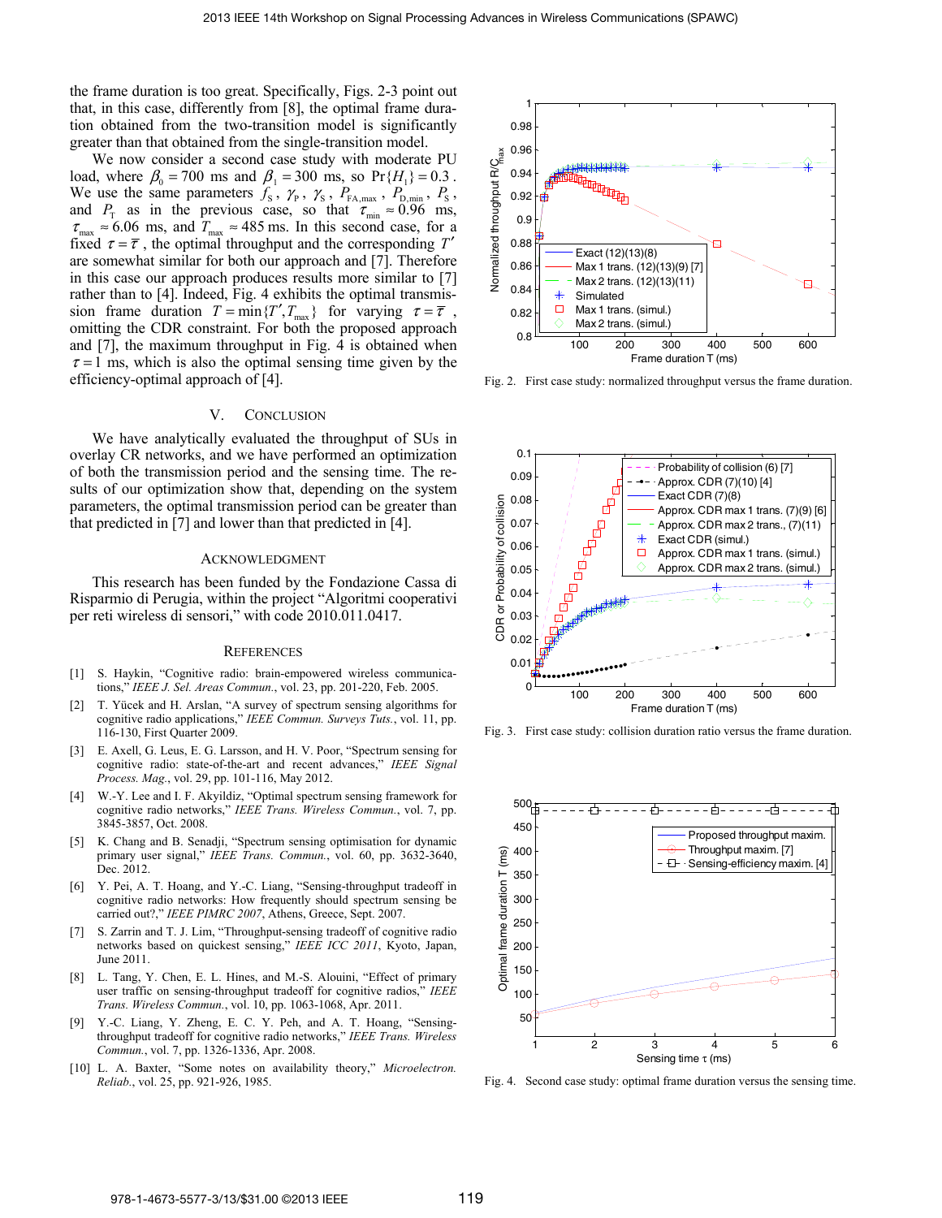the frame duration is too great. Specifically, Figs. 2-3 point out that, in this case, differently from [8], the optimal frame duration obtained from the two-transition model is significantly greater than that obtained from the single-transition model.

We now consider a second case study with moderate PU load, where $\beta_0 = 700$ ms and $\beta_1 = 300$ ms, so $\Pr\{H_1\} = 0.3$. We use the same parameters $f_S$, $\gamma_P$, $\gamma_S$, $P_{FA,max}$, $P_{D,min}$, $P_S$, and $P_T$ as in the previous case, so that $\tau_{min} \approx 0.96$ ms, $\tau_{max} \approx 6.06$ ms, and $T_{max} \approx 485$ ms. In this second case, for a fixed $\tau = \overline{\tau}$, the optimal throughput and the corresponding $T'$ are somewhat similar for both our approach and [7]. Therefore in this case our approach produces results more similar to [7] rather than to [4]. Indeed, Fig. 4 exhibits the optimal transmission frame duration $T = \min\{T', T_{max}\}$ for varying $\tau = \overline{\tau}$, omitting the CDR constraint. For both the proposed approach and [7], the maximum throughput in Fig. 4 is obtained when $\tau = 1$ ms, which is also the optimal sensing time given by the efficiency-optimal approach of [4].

## V. Conclusion

We have analytically evaluated the throughput of SUs in overlay CR networks, and we have performed an optimization of both the transmission period and the sensing time. The results of our optimization show that, depending on the system parameters, the optimal transmission period can be greater than that predicted in [7] and lower than that predicted in [4].

## Acknowledgment

This research has been funded by the Fondazione Cassa di Risparmio di Perugia, within the project "Algoritmi cooperativi per reti wireless di sensori," with code 2010.011.0417.

## References

[1] S. Haykin, "Cognitive radio: brain-empowered wireless communications," *IEEE J. Sel. Areas Commun.*, vol. 23, pp. 201-220, Feb. 2005.

[2] T. Yücek and H. Arslan, "A survey of spectrum sensing algorithms for cognitive radio applications," *IEEE Commun. Surveys Tuts.*, vol. 11, pp. 116-130, First Quarter 2009.

[3] E. Axell, G. Leus, E. G. Larsson, and H. V. Poor, "Spectrum sensing for cognitive radio: state-of-the-art and recent advances," *IEEE Signal Process. Mag.*, vol. 29, pp. 101-116, May 2012.

[4] W.-Y. Lee and I. F. Akyildiz, "Optimal spectrum sensing framework for cognitive radio networks," *IEEE Trans. Wireless Commun.*, vol. 7, pp. 3845-3857, Oct. 2008.

[5] K. Chang and B. Senadji, "Spectrum sensing optimisation for dynamic primary user signal," *IEEE Trans. Commun.*, vol. 60, pp. 3632-3640, Dec. 2012.

[6] Y. Pei, A. T. Hoang, and Y.-C. Liang, "Sensing-throughput tradeoff in cognitive radio networks: How frequently should spectrum sensing be carried out?," *IEEE PIMRC 2007*, Athens, Greece, Sept. 2007.

[7] S. Zarrin and T. J. Lim, "Throughput-sensing tradeoff of cognitive radio networks based on quickest sensing," *IEEE ICC 2011*, Kyoto, Japan, June 2011.

[8] L. Tang, Y. Chen, E. L. Hines, and M.-S. Alouini, "Effect of primary user traffic on sensing-throughput tradeoff for cognitive radios," *IEEE Trans. Wireless Commun.*, vol. 10, pp. 1063-1068, Apr. 2011.

[9] Y.-C. Liang, Y. Zheng, E. C. Y. Peh, and A. T. Hoang, "Sensing-throughput tradeoff for cognitive radio networks," *IEEE Trans. Wireless Commun.*, vol. 7, pp. 1326-1336, Apr. 2008.

[10] L. A. Baxter, "Some notes on availability theory," *Microelectron. Reliab.*, vol. 25, pp. 921-926, 1985.

Normalized throughput R/C$_{max}$
1
0.98
0.96
0.94
0.92
0.9
0.88
0.86
0.84
0.82
0.8
100 200 300 400 500 600
Frame duration T (ms)
Exact (12)(13)(8)
Max 1 trans. (12)(13)(9) [7]
Max 2 trans. (12)(13)(11)
Simulated
Max 1 trans. (simul.)
Max 2 trans. (simul.)

Fig. 2. First case study: normalized throughput versus the frame duration.

CDR or Probability of collision
0.1
0.09
0.08
0.07
0.06
0.05
0.04
0.03
0.02
0.01
0
100 200 300 400 500 600
Frame duration T (ms)
Probability of collision (6) [7]
Approx. CDR (7)(10) [4]
Exact CDR (7)(8)
Approx. CDR max 1 trans. (7)(9) [6]
Approx. CDR max 2 trans., (7)(11)
Exact CDR (simul.)
Approx. CDR max 1 trans. (simul.)
Approx. CDR max 2 trans. (simul.)

Fig. 3. First case study: collision duration ratio versus the frame duration.

Optimal frame duration T (ms)
500
450
400
350
300
250
200
150
100
50
1 2 3 4 5 6
Sensing time τ (ms)
Proposed throughput maxim.
Throughput maxim. [7]
Sensing-efficiency maxim. [4]

Fig. 4. Second case study: optimal frame duration versus the sensing time.